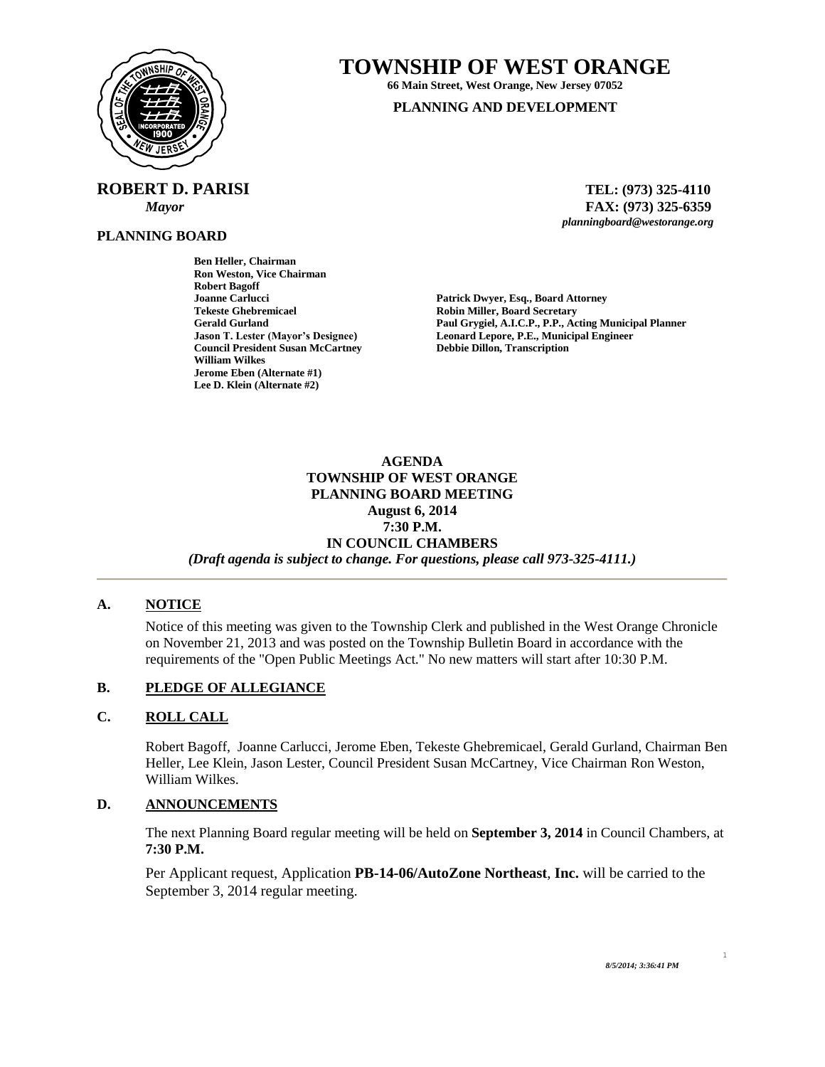# TOWNSHIP OF WEST ORANGE

**66 Main Street, West Orange, New Jersey 07052**

**PLANNING AND DEVELOPMENT**

**ROBERT D. PARISI**
*Mayor*

**TEL: (973) 325-4110**
**FAX: (973) 325-6359**
*planningboard@westorange.org*

**PLANNING BOARD**

**Ben Heller, Chairman**
**Ron Weston, Vice Chairman**
**Robert Bagoff**
**Joanne Carlucci**
**Tekeste Ghebremicael**
**Gerald Gurland**
**Jason T. Lester (Mayor's Designee)**
**Council President Susan McCartney**
**William Wilkes**
**Jerome Eben (Alternate #1)**
**Lee D. Klein (Alternate #2)**

**Patrick Dwyer, Esq., Board Attorney**
**Robin Miller, Board Secretary**
**Paul Grygiel, A.I.C.P., P.P., Acting Municipal Planner**
**Leonard Lepore, P.E., Municipal Engineer**
**Debbie Dillon, Transcription**

**AGENDA**
**TOWNSHIP OF WEST ORANGE**
**PLANNING BOARD MEETING**
**August 6, 2014**
**7:30 P.M.**
**IN COUNCIL CHAMBERS**
***(Draft agenda is subject to change. For questions, please call 973-325-4111.)***

---

## A. NOTICE

Notice of this meeting was given to the Township Clerk and published in the West Orange Chronicle on November 21, 2013 and was posted on the Township Bulletin Board in accordance with the requirements of the "Open Public Meetings Act." No new matters will start after 10:30 P.M.

## B. PLEDGE OF ALLEGIANCE

## C. ROLL CALL

Robert Bagoff, Joanne Carlucci, Jerome Eben, Tekeste Ghebremicael, Gerald Gurland, Chairman Ben Heller, Lee Klein, Jason Lester, Council President Susan McCartney, Vice Chairman Ron Weston, William Wilkes.

## D. ANNOUNCEMENTS

The next Planning Board regular meeting will be held on **September 3, 2014** in Council Chambers, at **7:30 P.M.**

Per Applicant request, Application **PB-14-06/AutoZone Northeast**, **Inc.** will be carried to the September 3, 2014 regular meeting.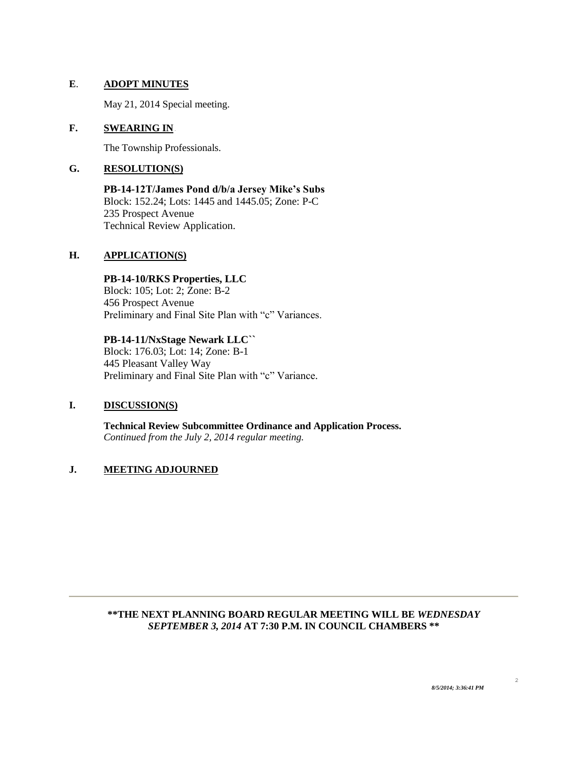**E. ADOPT MINUTES**

May 21, 2014 Special meeting.

**F. SWEARING IN**

The Township Professionals.

**G. RESOLUTION(S)**

**PB-14-12T/James Pond d/b/a Jersey Mike's Subs**
Block: 152.24; Lots: 1445 and 1445.05; Zone: P-C
235 Prospect Avenue
Technical Review Application.

**H. APPLICATION(S)**

**PB-14-10/RKS Properties, LLC**
Block: 105; Lot: 2; Zone: B-2
456 Prospect Avenue
Preliminary and Final Site Plan with "c" Variances.

**PB-14-11/NxStage Newark LLC``**
Block: 176.03; Lot: 14; Zone: B-1
445 Pleasant Valley Way
Preliminary and Final Site Plan with "c" Variance.

**I. DISCUSSION(S)**

**Technical Review Subcommittee Ordinance and Application Process.**
*Continued from the July 2, 2014 regular meeting.*

**J. MEETING ADJOURNED**

---

**\*\*THE NEXT PLANNING BOARD REGULAR MEETING WILL BE *WEDNESDAY SEPTEMBER 3, 2014* AT 7:30 P.M. IN COUNCIL CHAMBERS \*\***

*8/5/2014; 3:36:41 PM*